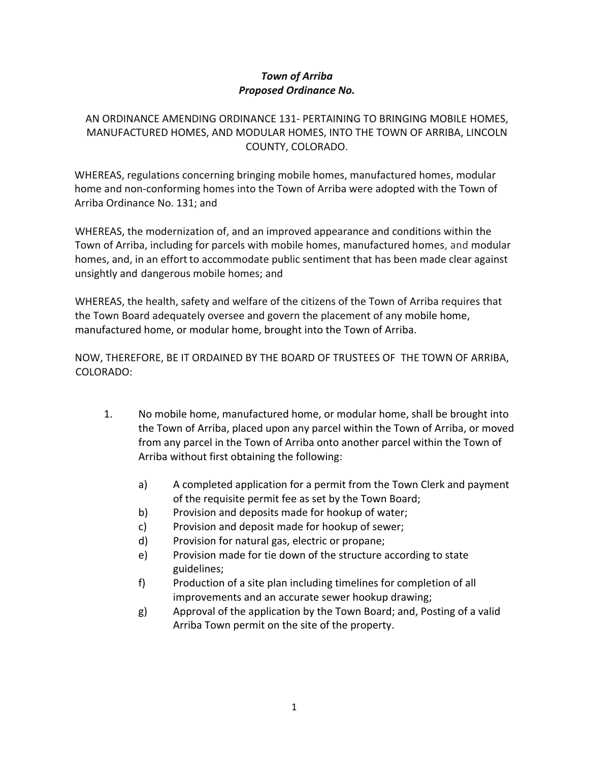***Town of Arriba***
***Proposed Ordinance No.***

AN ORDINANCE AMENDING ORDINANCE 131- PERTAINING TO BRINGING MOBILE HOMES, MANUFACTURED HOMES, AND MODULAR HOMES, INTO THE TOWN OF ARRIBA, LINCOLN COUNTY, COLORADO.

WHEREAS, regulations concerning bringing mobile homes, manufactured homes, modular home and non-conforming homes into the Town of Arriba were adopted with the Town of Arriba Ordinance No. 131; and

WHEREAS, the modernization of, and an improved appearance and conditions within the Town of Arriba, including for parcels with mobile homes, manufactured homes, and modular homes, and, in an effort to accommodate public sentiment that has been made clear against unsightly and dangerous mobile homes; and

WHEREAS, the health, safety and welfare of the citizens of the Town of Arriba requires that the Town Board adequately oversee and govern the placement of any mobile home, manufactured home, or modular home, brought into the Town of Arriba.

NOW, THEREFORE, BE IT ORDAINED BY THE BOARD OF TRUSTEES OF THE TOWN OF ARRIBA, COLORADO:

1. No mobile home, manufactured home, or modular home, shall be brought into the Town of Arriba, placed upon any parcel within the Town of Arriba, or moved from any parcel in the Town of Arriba onto another parcel within the Town of Arriba without first obtaining the following:

   a) A completed application for a permit from the Town Clerk and payment of the requisite permit fee as set by the Town Board;
   b) Provision and deposits made for hookup of water;
   c) Provision and deposit made for hookup of sewer;
   d) Provision for natural gas, electric or propane;
   e) Provision made for tie down of the structure according to state guidelines;
   f) Production of a site plan including timelines for completion of all improvements and an accurate sewer hookup drawing;
   g) Approval of the application by the Town Board; and, Posting of a valid Arriba Town permit on the site of the property.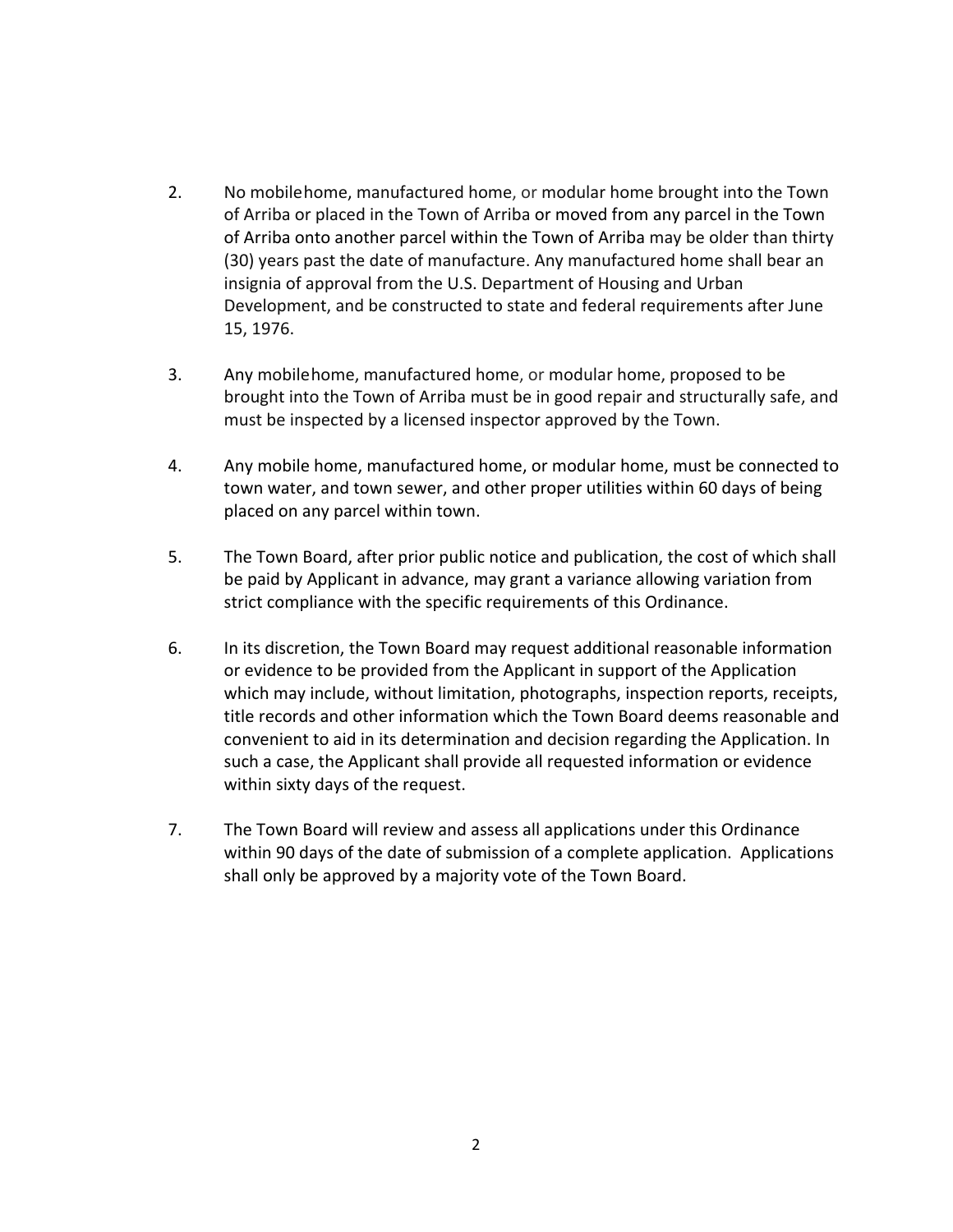2. No mobilehome, manufactured home, or modular home brought into the Town of Arriba or placed in the Town of Arriba or moved from any parcel in the Town of Arriba onto another parcel within the Town of Arriba may be older than thirty (30) years past the date of manufacture. Any manufactured home shall bear an insignia of approval from the U.S. Department of Housing and Urban Development, and be constructed to state and federal requirements after June 15, 1976.

3. Any mobilehome, manufactured home, or modular home, proposed to be brought into the Town of Arriba must be in good repair and structurally safe, and must be inspected by a licensed inspector approved by the Town.

4. Any mobile home, manufactured home, or modular home, must be connected to town water, and town sewer, and other proper utilities within 60 days of being placed on any parcel within town.

5. The Town Board, after prior public notice and publication, the cost of which shall be paid by Applicant in advance, may grant a variance allowing variation from strict compliance with the specific requirements of this Ordinance.

6. In its discretion, the Town Board may request additional reasonable information or evidence to be provided from the Applicant in support of the Application which may include, without limitation, photographs, inspection reports, receipts, title records and other information which the Town Board deems reasonable and convenient to aid in its determination and decision regarding the Application. In such a case, the Applicant shall provide all requested information or evidence within sixty days of the request.

7. The Town Board will review and assess all applications under this Ordinance within 90 days of the date of submission of a complete application. Applications shall only be approved by a majority vote of the Town Board.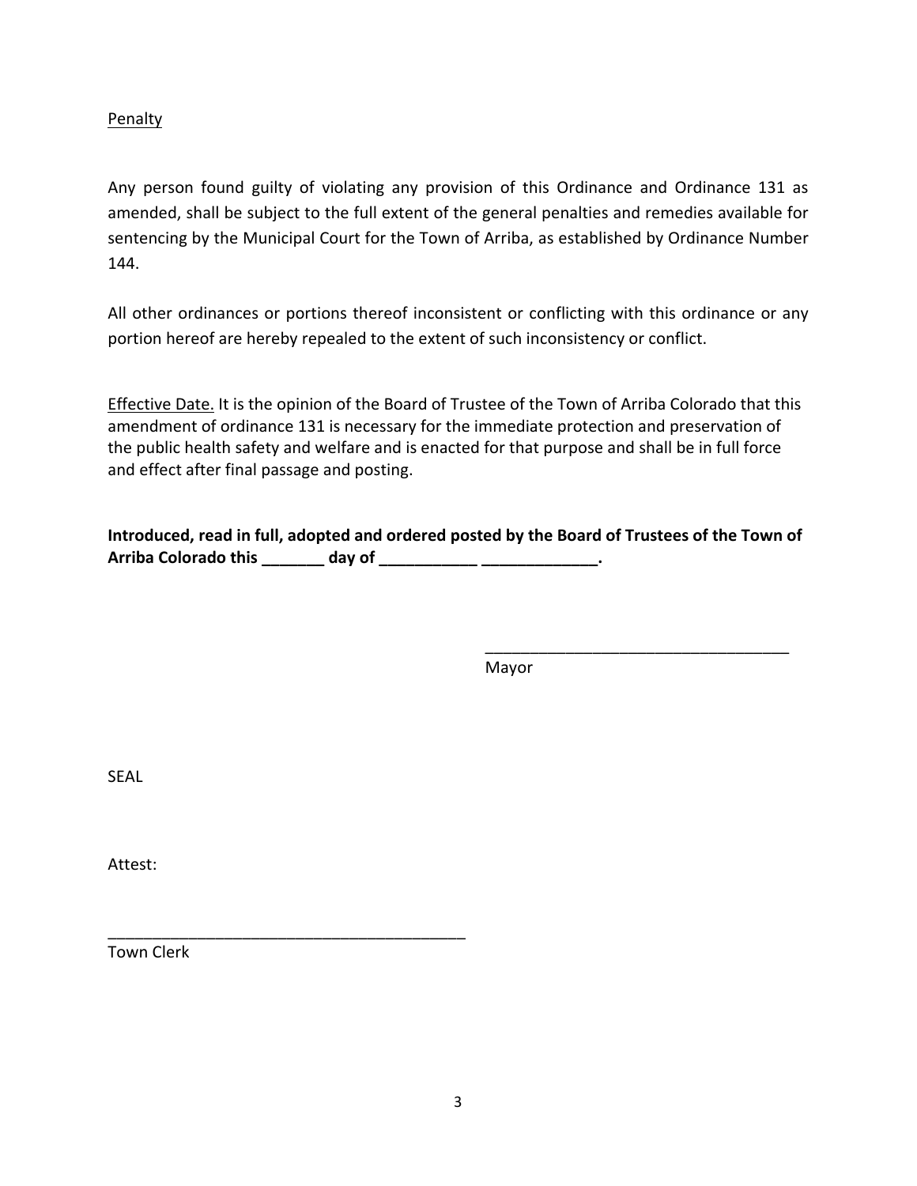<u>Penalty</u>

Any person found guilty of violating any provision of this Ordinance and Ordinance 131 as amended, shall be subject to the full extent of the general penalties and remedies available for sentencing by the Municipal Court for the Town of Arriba, as established by Ordinance Number 144.

All other ordinances or portions thereof inconsistent or conflicting with this ordinance or any portion hereof are hereby repealed to the extent of such inconsistency or conflict.

<u>Effective Date.</u> It is the opinion of the Board of Trustee of the Town of Arriba Colorado that this amendment of ordinance 131 is necessary for the immediate protection and preservation of the public health safety and welfare and is enacted for that purpose and shall be in full force and effect after final passage and posting.

**Introduced, read in full, adopted and ordered posted by the Board of Trustees of the Town of Arriba Colorado this _______ day of ___________ _____________.**

___________________________________
Mayor

SEAL

Attest:

_________________________________________
Town Clerk